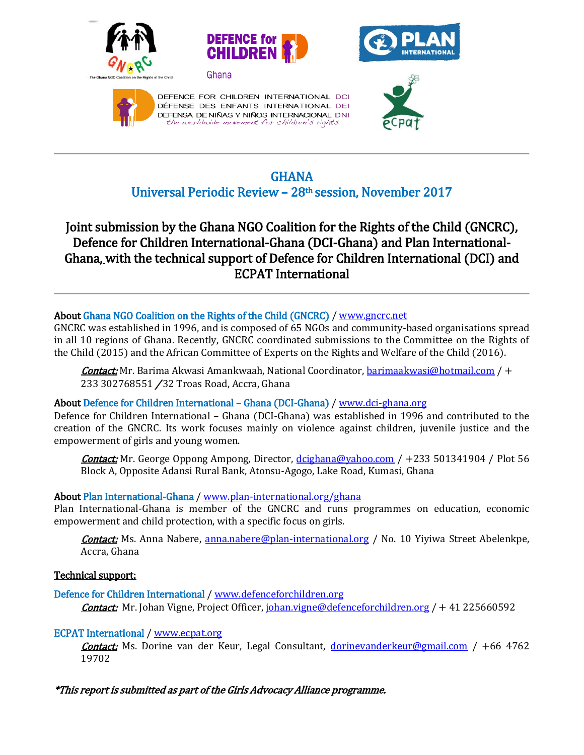# GHANA
## Universal Periodic Review – 28th session, November 2017

## Joint submission by the Ghana NGO Coalition for the Rights of the Child (GNCRC), Defence for Children International-Ghana (DCI-Ghana) and Plan International-Ghana, with the technical support of Defence for Children International (DCI) and ECPAT International

---

**About Ghana NGO Coalition on the Rights of the Child (GNCRC) / www.gncrc.net**

GNCRC was established in 1996, and is composed of 65 NGOs and community-based organisations spread in all 10 regions of Ghana. Recently, GNCRC coordinated submissions to the Committee on the Rights of the Child (2015) and the African Committee of Experts on the Rights and Welfare of the Child (2016).

> ***Contact:*** Mr. Barima Akwasi Amankwaah, National Coordinator, barimaakwasi@hotmail.com / + 233 302768551 / 32 Troas Road, Accra, Ghana

**About Defence for Children International – Ghana (DCI-Ghana) / www.dci-ghana.org**

Defence for Children International – Ghana (DCI-Ghana) was established in 1996 and contributed to the creation of the GNCRC. Its work focuses mainly on violence against children, juvenile justice and the empowerment of girls and young women.

> ***Contact:*** Mr. George Oppong Ampong, Director, dcighana@yahoo.com / +233 501341904 / Plot 56 Block A, Opposite Adansi Rural Bank, Atonsu-Agogo, Lake Road, Kumasi, Ghana

**About Plan International-Ghana / www.plan-international.org/ghana**

Plan International-Ghana is member of the GNCRC and runs programmes on education, economic empowerment and child protection, with a specific focus on girls.

> ***Contact:*** Ms. Anna Nabere, anna.nabere@plan-international.org / No. 10 Yiyiwa Street Abelenkpe, Accra, Ghana

**Technical support:**

**Defence for Children International / www.defenceforchildren.org**

> ***Contact:*** Mr. Johan Vigne, Project Officer, johan.vigne@defenceforchildren.org / + 41 225660592

**ECPAT International / www.ecpat.org**

> ***Contact:*** Ms. Dorine van der Keur, Legal Consultant, dorinevanderkeur@gmail.com / +66 4762 19702

*\*This report is submitted as part of the Girls Advocacy Alliance programme.*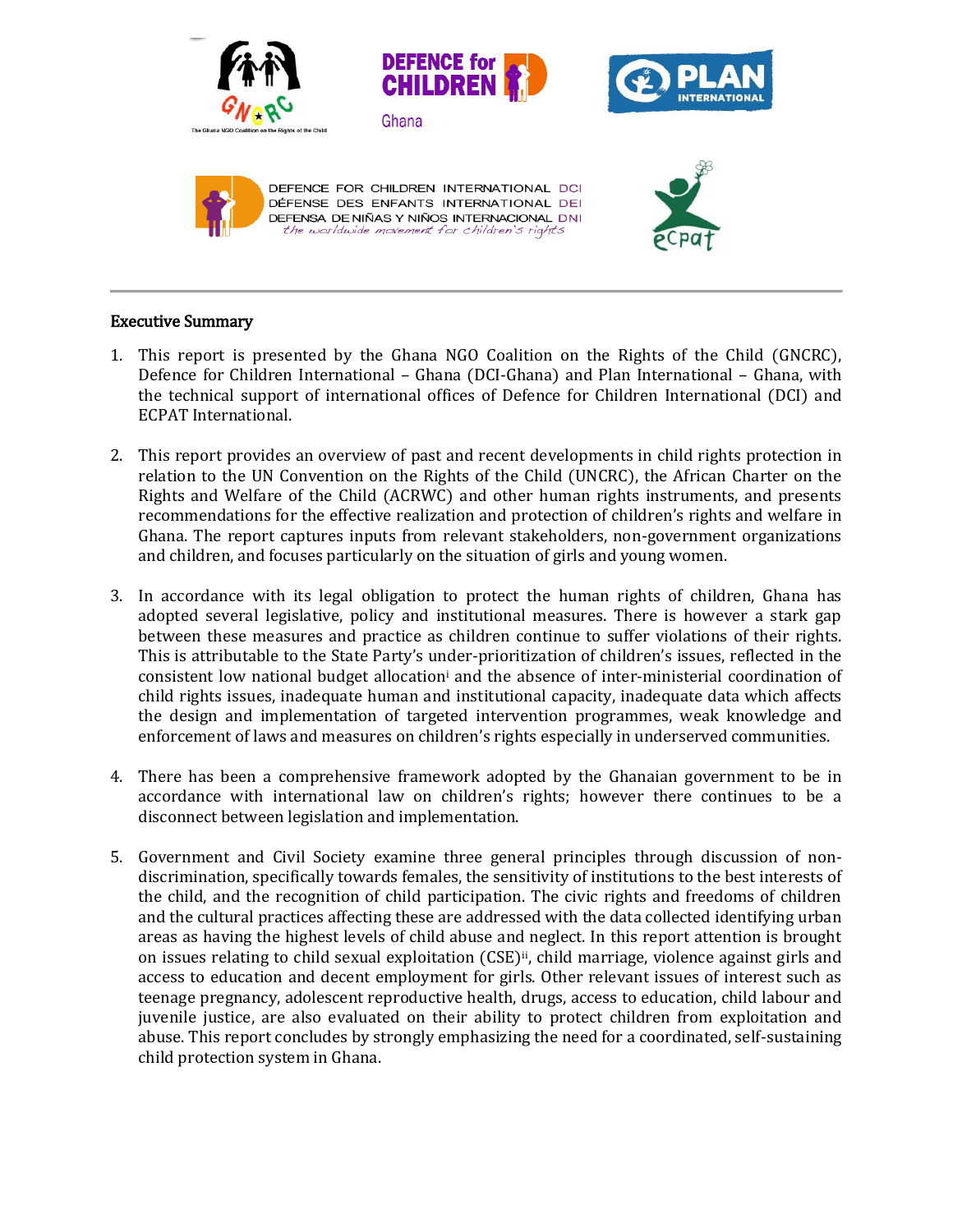## Executive Summary

1. This report is presented by the Ghana NGO Coalition on the Rights of the Child (GNCRC), Defence for Children International – Ghana (DCI-Ghana) and Plan International – Ghana, with the technical support of international offices of Defence for Children International (DCI) and ECPAT International.

2. This report provides an overview of past and recent developments in child rights protection in relation to the UN Convention on the Rights of the Child (UNCRC), the African Charter on the Rights and Welfare of the Child (ACRWC) and other human rights instruments, and presents recommendations for the effective realization and protection of children's rights and welfare in Ghana. The report captures inputs from relevant stakeholders, non-government organizations and children, and focuses particularly on the situation of girls and young women.

3. In accordance with its legal obligation to protect the human rights of children, Ghana has adopted several legislative, policy and institutional measures. There is however a stark gap between these measures and practice as children continue to suffer violations of their rights. This is attributable to the State Party's under-prioritization of children's issues, reflected in the consistent low national budget allocation[i] and the absence of inter-ministerial coordination of child rights issues, inadequate human and institutional capacity, inadequate data which affects the design and implementation of targeted intervention programmes, weak knowledge and enforcement of laws and measures on children's rights especially in underserved communities.

4. There has been a comprehensive framework adopted by the Ghanaian government to be in accordance with international law on children's rights; however there continues to be a disconnect between legislation and implementation.

5. Government and Civil Society examine three general principles through discussion of non-discrimination, specifically towards females, the sensitivity of institutions to the best interests of the child, and the recognition of child participation. The civic rights and freedoms of children and the cultural practices affecting these are addressed with the data collected identifying urban areas as having the highest levels of child abuse and neglect. In this report attention is brought on issues relating to child sexual exploitation (CSE)[ii], child marriage, violence against girls and access to education and decent employment for girls. Other relevant issues of interest such as teenage pregnancy, adolescent reproductive health, drugs, access to education, child labour and juvenile justice, are also evaluated on their ability to protect children from exploitation and abuse. This report concludes by strongly emphasizing the need for a coordinated, self-sustaining child protection system in Ghana.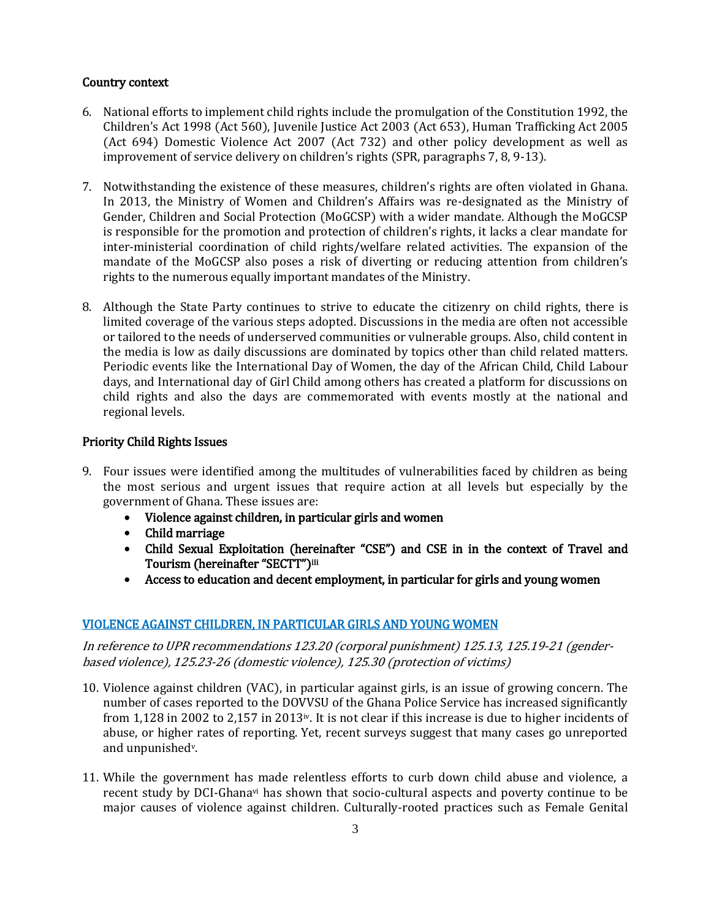### Country context

6. National efforts to implement child rights include the promulgation of the Constitution 1992, the Children's Act 1998 (Act 560), Juvenile Justice Act 2003 (Act 653), Human Trafficking Act 2005 (Act 694) Domestic Violence Act 2007 (Act 732) and other policy development as well as improvement of service delivery on children's rights (SPR, paragraphs 7, 8, 9-13).

7. Notwithstanding the existence of these measures, children's rights are often violated in Ghana. In 2013, the Ministry of Women and Children's Affairs was re-designated as the Ministry of Gender, Children and Social Protection (MoGCSP) with a wider mandate. Although the MoGCSP is responsible for the promotion and protection of children's rights, it lacks a clear mandate for inter-ministerial coordination of child rights/welfare related activities. The expansion of the mandate of the MoGCSP also poses a risk of diverting or reducing attention from children's rights to the numerous equally important mandates of the Ministry.

8. Although the State Party continues to strive to educate the citizenry on child rights, there is limited coverage of the various steps adopted. Discussions in the media are often not accessible or tailored to the needs of underserved communities or vulnerable groups. Also, child content in the media is low as daily discussions are dominated by topics other than child related matters. Periodic events like the International Day of Women, the day of the African Child, Child Labour days, and International day of Girl Child among others has created a platform for discussions on child rights and also the days are commemorated with events mostly at the national and regional levels.

### Priority Child Rights Issues

9. Four issues were identified among the multitudes of vulnerabilities faced by children as being the most serious and urgent issues that require action at all levels but especially by the government of Ghana. These issues are:
   - **Violence against children, in particular girls and women**
   - **Child marriage**
   - **Child Sexual Exploitation (hereinafter "CSE") and CSE in in the context of Travel and Tourism (hereinafter "SECTT")**[iii]
   - **Access to education and decent employment, in particular for girls and young women**

### VIOLENCE AGAINST CHILDREN, IN PARTICULAR GIRLS AND YOUNG WOMEN

*In reference to UPR recommendations 123.20 (corporal punishment) 125.13, 125.19-21 (gender-based violence), 125.23-26 (domestic violence), 125.30 (protection of victims)*

10. Violence against children (VAC), in particular against girls, is an issue of growing concern. The number of cases reported to the DOVVSU of the Ghana Police Service has increased significantly from 1,128 in 2002 to 2,157 in 2013[iv]. It is not clear if this increase is due to higher incidents of abuse, or higher rates of reporting. Yet, recent surveys suggest that many cases go unreported and unpunished[v].

11. While the government has made relentless efforts to curb down child abuse and violence, a recent study by DCI-Ghana[vi] has shown that socio-cultural aspects and poverty continue to be major causes of violence against children. Culturally-rooted practices such as Female Genital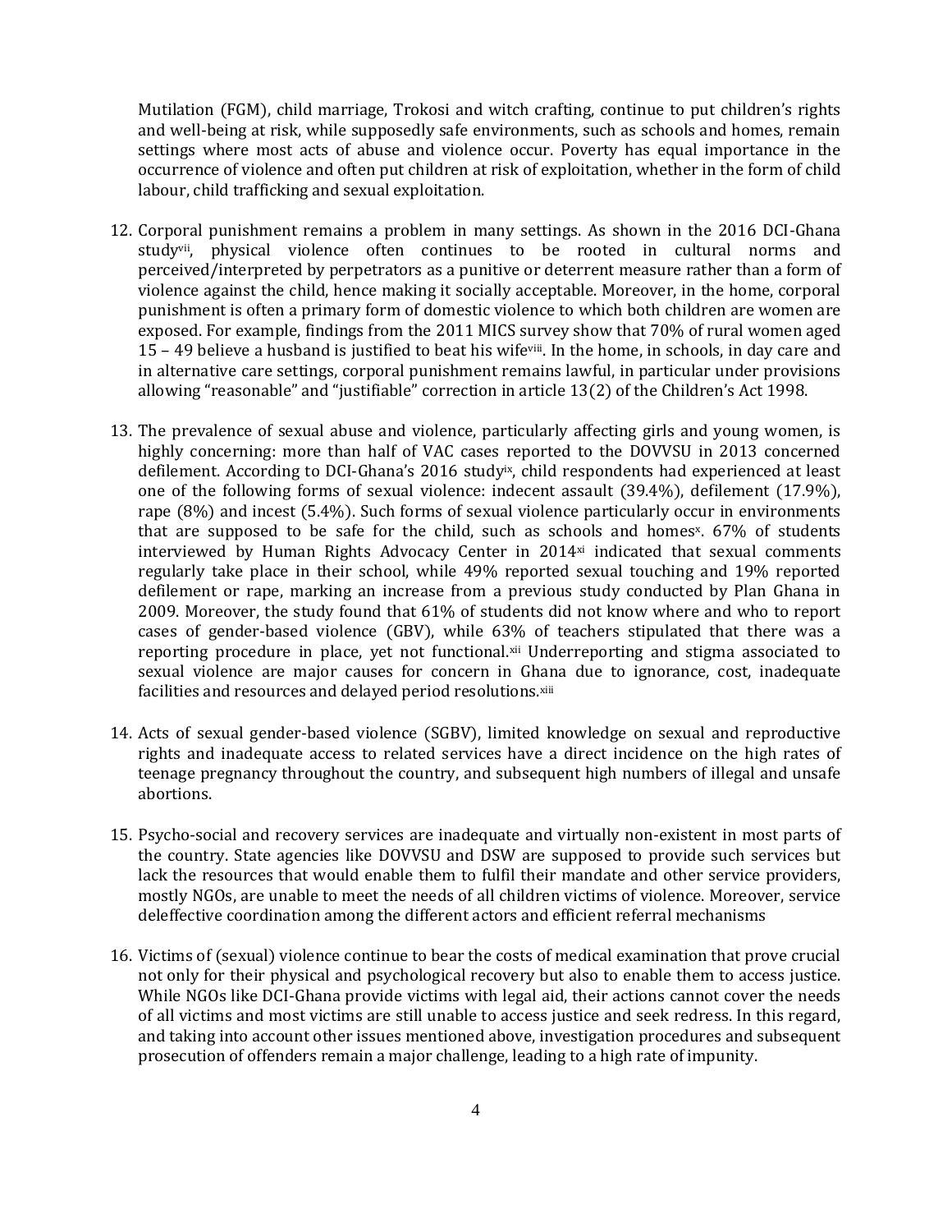Mutilation (FGM), child marriage, Trokosi and witch crafting, continue to put children's rights and well-being at risk, while supposedly safe environments, such as schools and homes, remain settings where most acts of abuse and violence occur. Poverty has equal importance in the occurrence of violence and often put children at risk of exploitation, whether in the form of child labour, child trafficking and sexual exploitation.

12. Corporal punishment remains a problem in many settings. As shown in the 2016 DCI-Ghana study[vii], physical violence often continues to be rooted in cultural norms and perceived/interpreted by perpetrators as a punitive or deterrent measure rather than a form of violence against the child, hence making it socially acceptable. Moreover, in the home, corporal punishment is often a primary form of domestic violence to which both children are women are exposed. For example, findings from the 2011 MICS survey show that 70% of rural women aged 15 – 49 believe a husband is justified to beat his wife[viii]. In the home, in schools, in day care and in alternative care settings, corporal punishment remains lawful, in particular under provisions allowing "reasonable" and "justifiable" correction in article 13(2) of the Children's Act 1998.

13. The prevalence of sexual abuse and violence, particularly affecting girls and young women, is highly concerning: more than half of VAC cases reported to the DOVVSU in 2013 concerned defilement. According to DCI-Ghana's 2016 study[ix], child respondents had experienced at least one of the following forms of sexual violence: indecent assault (39.4%), defilement (17.9%), rape (8%) and incest (5.4%). Such forms of sexual violence particularly occur in environments that are supposed to be safe for the child, such as schools and homes[x]. 67% of students interviewed by Human Rights Advocacy Center in 2014[xi] indicated that sexual comments regularly take place in their school, while 49% reported sexual touching and 19% reported defilement or rape, marking an increase from a previous study conducted by Plan Ghana in 2009. Moreover, the study found that 61% of students did not know where and who to report cases of gender-based violence (GBV), while 63% of teachers stipulated that there was a reporting procedure in place, yet not functional.[xii] Underreporting and stigma associated to sexual violence are major causes for concern in Ghana due to ignorance, cost, inadequate facilities and resources and delayed period resolutions.[xiii]

14. Acts of sexual gender-based violence (SGBV), limited knowledge on sexual and reproductive rights and inadequate access to related services have a direct incidence on the high rates of teenage pregnancy throughout the country, and subsequent high numbers of illegal and unsafe abortions.

15. Psycho-social and recovery services are inadequate and virtually non-existent in most parts of the country. State agencies like DOVVSU and DSW are supposed to provide such services but lack the resources that would enable them to fulfil their mandate and other service providers, mostly NGOs, are unable to meet the needs of all children victims of violence. Moreover, service deleffective coordination among the different actors and efficient referral mechanisms

16. Victims of (sexual) violence continue to bear the costs of medical examination that prove crucial not only for their physical and psychological recovery but also to enable them to access justice. While NGOs like DCI-Ghana provide victims with legal aid, their actions cannot cover the needs of all victims and most victims are still unable to access justice and seek redress. In this regard, and taking into account other issues mentioned above, investigation procedures and subsequent prosecution of offenders remain a major challenge, leading to a high rate of impunity.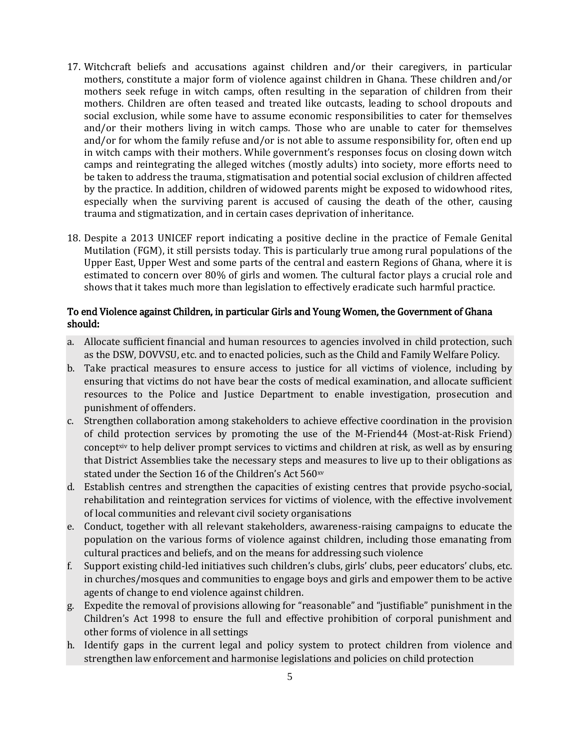17. Witchcraft beliefs and accusations against children and/or their caregivers, in particular mothers, constitute a major form of violence against children in Ghana. These children and/or mothers seek refuge in witch camps, often resulting in the separation of children from their mothers. Children are often teased and treated like outcasts, leading to school dropouts and social exclusion, while some have to assume economic responsibilities to cater for themselves and/or their mothers living in witch camps. Those who are unable to cater for themselves and/or for whom the family refuse and/or is not able to assume responsibility for, often end up in witch camps with their mothers. While government's responses focus on closing down witch camps and reintegrating the alleged witches (mostly adults) into society, more efforts need to be taken to address the trauma, stigmatisation and potential social exclusion of children affected by the practice. In addition, children of widowed parents might be exposed to widowhood rites, especially when the surviving parent is accused of causing the death of the other, causing trauma and stigmatization, and in certain cases deprivation of inheritance.

18. Despite a 2013 UNICEF report indicating a positive decline in the practice of Female Genital Mutilation (FGM), it still persists today. This is particularly true among rural populations of the Upper East, Upper West and some parts of the central and eastern Regions of Ghana, where it is estimated to concern over 80% of girls and women. The cultural factor plays a crucial role and shows that it takes much more than legislation to effectively eradicate such harmful practice.

**To end Violence against Children, in particular Girls and Young Women, the Government of Ghana should:**

a. Allocate sufficient financial and human resources to agencies involved in child protection, such as the DSW, DOVVSU, etc. and to enacted policies, such as the Child and Family Welfare Policy.
b. Take practical measures to ensure access to justice for all victims of violence, including by ensuring that victims do not have bear the costs of medical examination, and allocate sufficient resources to the Police and Justice Department to enable investigation, prosecution and punishment of offenders.
c. Strengthen collaboration among stakeholders to achieve effective coordination in the provision of child protection services by promoting the use of the M-Friend44 (Most-at-Risk Friend) concept[xiv] to help deliver prompt services to victims and children at risk, as well as by ensuring that District Assemblies take the necessary steps and measures to live up to their obligations as stated under the Section 16 of the Children's Act 560[xv]
d. Establish centres and strengthen the capacities of existing centres that provide psycho-social, rehabilitation and reintegration services for victims of violence, with the effective involvement of local communities and relevant civil society organisations
e. Conduct, together with all relevant stakeholders, awareness-raising campaigns to educate the population on the various forms of violence against children, including those emanating from cultural practices and beliefs, and on the means for addressing such violence
f. Support existing child-led initiatives such children's clubs, girls' clubs, peer educators' clubs, etc. in churches/mosques and communities to engage boys and girls and empower them to be active agents of change to end violence against children.
g. Expedite the removal of provisions allowing for "reasonable" and "justifiable" punishment in the Children's Act 1998 to ensure the full and effective prohibition of corporal punishment and other forms of violence in all settings
h. Identify gaps in the current legal and policy system to protect children from violence and strengthen law enforcement and harmonise legislations and policies on child protection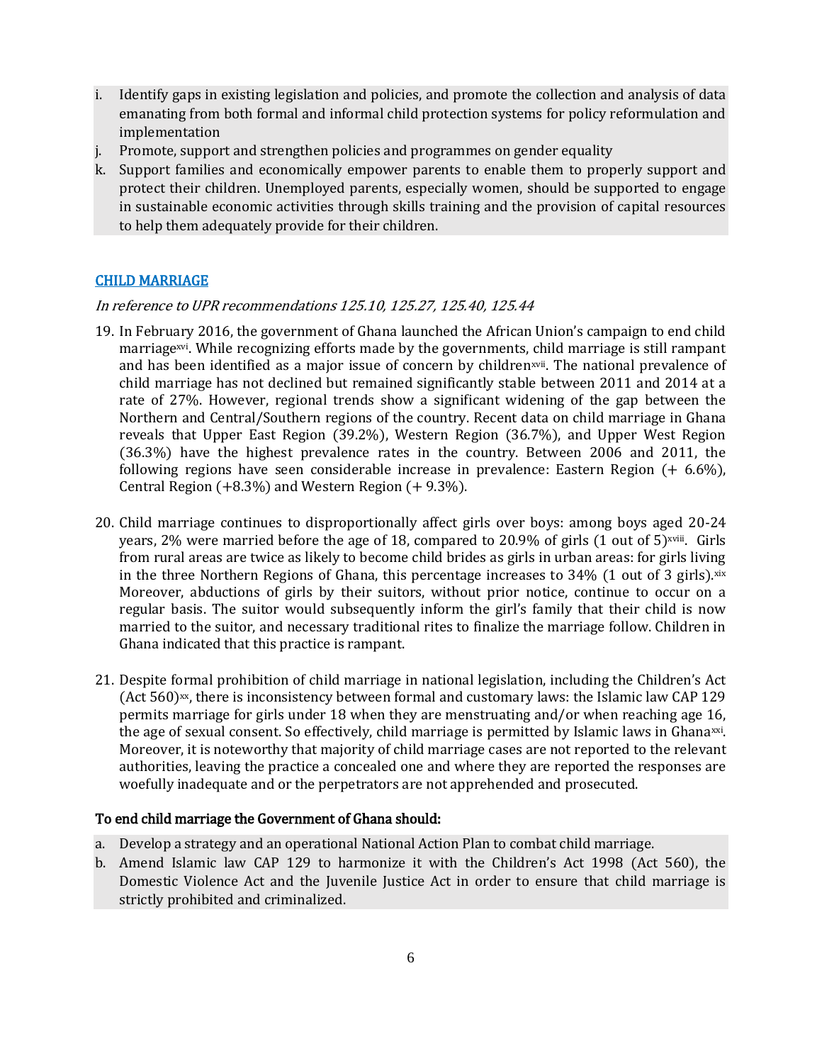i. Identify gaps in existing legislation and policies, and promote the collection and analysis of data emanating from both formal and informal child protection systems for policy reformulation and implementation
j. Promote, support and strengthen policies and programmes on gender equality
k. Support families and economically empower parents to enable them to properly support and protect their children. Unemployed parents, especially women, should be supported to engage in sustainable economic activities through skills training and the provision of capital resources to help them adequately provide for their children.

## CHILD MARRIAGE

*In reference to UPR recommendations 125.10, 125.27, 125.40, 125.44*

19. In February 2016, the government of Ghana launched the African Union's campaign to end child marriage[xvi]. While recognizing efforts made by the governments, child marriage is still rampant and has been identified as a major issue of concern by children[xvii]. The national prevalence of child marriage has not declined but remained significantly stable between 2011 and 2014 at a rate of 27%. However, regional trends show a significant widening of the gap between the Northern and Central/Southern regions of the country. Recent data on child marriage in Ghana reveals that Upper East Region (39.2%), Western Region (36.7%), and Upper West Region (36.3%) have the highest prevalence rates in the country. Between 2006 and 2011, the following regions have seen considerable increase in prevalence: Eastern Region (+ 6.6%), Central Region (+8.3%) and Western Region (+ 9.3%).

20. Child marriage continues to disproportionally affect girls over boys: among boys aged 20-24 years, 2% were married before the age of 18, compared to 20.9% of girls (1 out of 5)[xviii]. Girls from rural areas are twice as likely to become child brides as girls in urban areas: for girls living in the three Northern Regions of Ghana, this percentage increases to 34% (1 out of 3 girls).[xix] Moreover, abductions of girls by their suitors, without prior notice, continue to occur on a regular basis. The suitor would subsequently inform the girl's family that their child is now married to the suitor, and necessary traditional rites to finalize the marriage follow. Children in Ghana indicated that this practice is rampant.

21. Despite formal prohibition of child marriage in national legislation, including the Children's Act (Act 560)[xx], there is inconsistency between formal and customary laws: the Islamic law CAP 129 permits marriage for girls under 18 when they are menstruating and/or when reaching age 16, the age of sexual consent. So effectively, child marriage is permitted by Islamic laws in Ghana[xxi]. Moreover, it is noteworthy that majority of child marriage cases are not reported to the relevant authorities, leaving the practice a concealed one and where they are reported the responses are woefully inadequate and or the perpetrators are not apprehended and prosecuted.

**To end child marriage the Government of Ghana should:**

a. Develop a strategy and an operational National Action Plan to combat child marriage.
b. Amend Islamic law CAP 129 to harmonize it with the Children's Act 1998 (Act 560), the Domestic Violence Act and the Juvenile Justice Act in order to ensure that child marriage is strictly prohibited and criminalized.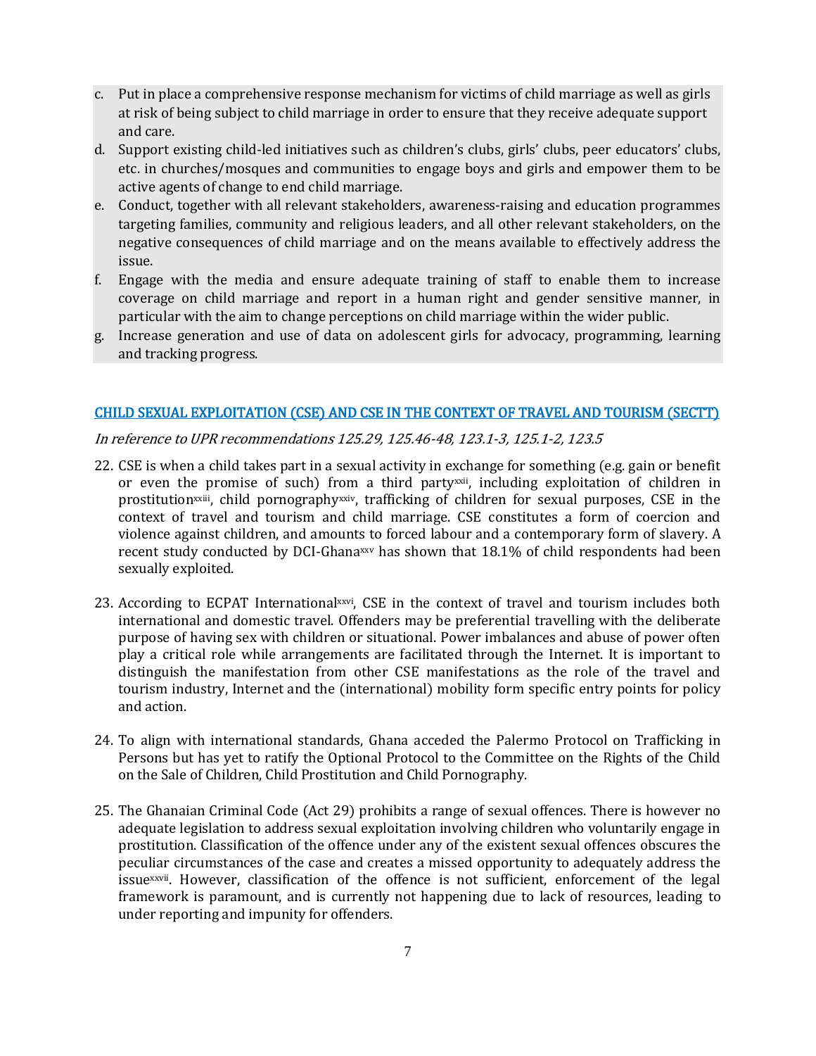c. Put in place a comprehensive response mechanism for victims of child marriage as well as girls at risk of being subject to child marriage in order to ensure that they receive adequate support and care.
d. Support existing child-led initiatives such as children's clubs, girls' clubs, peer educators' clubs, etc. in churches/mosques and communities to engage boys and girls and empower them to be active agents of change to end child marriage.
e. Conduct, together with all relevant stakeholders, awareness-raising and education programmes targeting families, community and religious leaders, and all other relevant stakeholders, on the negative consequences of child marriage and on the means available to effectively address the issue.
f. Engage with the media and ensure adequate training of staff to enable them to increase coverage on child marriage and report in a human right and gender sensitive manner, in particular with the aim to change perceptions on child marriage within the wider public.
g. Increase generation and use of data on adolescent girls for advocacy, programming, learning and tracking progress.

## CHILD SEXUAL EXPLOITATION (CSE) AND CSE IN THE CONTEXT OF TRAVEL AND TOURISM (SECTT)

*In reference to UPR recommendations 125.29, 125.46-48, 123.1-3, 125.1-2, 123.5*

22. CSE is when a child takes part in a sexual activity in exchange for something (e.g. gain or benefit or even the promise of such) from a third party[xxii], including exploitation of children in prostitution[xxiii], child pornography[xxiv], trafficking of children for sexual purposes, CSE in the context of travel and tourism and child marriage. CSE constitutes a form of coercion and violence against children, and amounts to forced labour and a contemporary form of slavery. A recent study conducted by DCI-Ghana[xxv] has shown that 18.1% of child respondents had been sexually exploited.

23. According to ECPAT International[xxvi], CSE in the context of travel and tourism includes both international and domestic travel. Offenders may be preferential travelling with the deliberate purpose of having sex with children or situational. Power imbalances and abuse of power often play a critical role while arrangements are facilitated through the Internet. It is important to distinguish the manifestation from other CSE manifestations as the role of the travel and tourism industry, Internet and the (international) mobility form specific entry points for policy and action.

24. To align with international standards, Ghana acceded the Palermo Protocol on Trafficking in Persons but has yet to ratify the Optional Protocol to the Committee on the Rights of the Child on the Sale of Children, Child Prostitution and Child Pornography.

25. The Ghanaian Criminal Code (Act 29) prohibits a range of sexual offences. There is however no adequate legislation to address sexual exploitation involving children who voluntarily engage in prostitution. Classification of the offence under any of the existent sexual offences obscures the peculiar circumstances of the case and creates a missed opportunity to adequately address the issue[xxvii]. However, classification of the offence is not sufficient, enforcement of the legal framework is paramount, and is currently not happening due to lack of resources, leading to under reporting and impunity for offenders.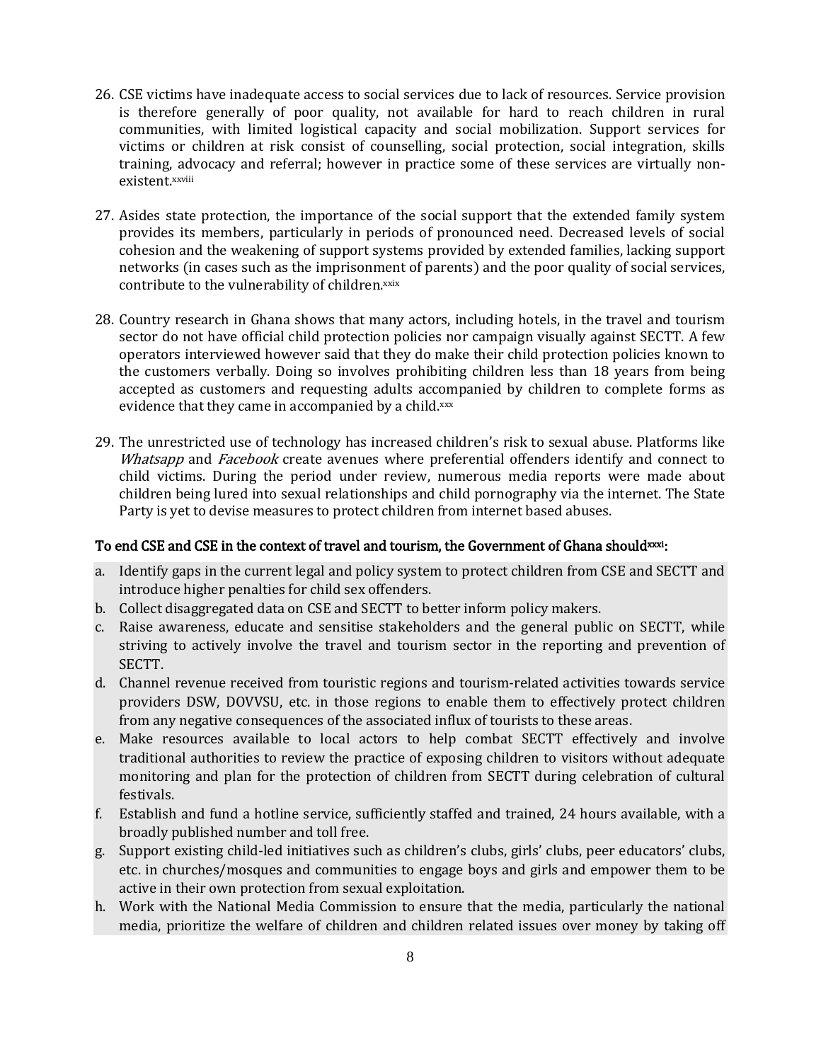26. CSE victims have inadequate access to social services due to lack of resources. Service provision is therefore generally of poor quality, not available for hard to reach children in rural communities, with limited logistical capacity and social mobilization. Support services for victims or children at risk consist of counselling, social protection, social integration, skills training, advocacy and referral; however in practice some of these services are virtually non-existent.[xxviii]

27. Asides state protection, the importance of the social support that the extended family system provides its members, particularly in periods of pronounced need. Decreased levels of social cohesion and the weakening of support systems provided by extended families, lacking support networks (in cases such as the imprisonment of parents) and the poor quality of social services, contribute to the vulnerability of children.[xxix]

28. Country research in Ghana shows that many actors, including hotels, in the travel and tourism sector do not have official child protection policies nor campaign visually against SECTT. A few operators interviewed however said that they do make their child protection policies known to the customers verbally. Doing so involves prohibiting children less than 18 years from being accepted as customers and requesting adults accompanied by children to complete forms as evidence that they came in accompanied by a child.[xxx]

29. The unrestricted use of technology has increased children's risk to sexual abuse. Platforms like *Whatsapp* and *Facebook* create avenues where preferential offenders identify and connect to child victims. During the period under review, numerous media reports were made about children being lured into sexual relationships and child pornography via the internet. The State Party is yet to devise measures to protect children from internet based abuses.

**To end CSE and CSE in the context of travel and tourism, the Government of Ghana should[xxxi]:**

a. Identify gaps in the current legal and policy system to protect children from CSE and SECTT and introduce higher penalties for child sex offenders.
b. Collect disaggregated data on CSE and SECTT to better inform policy makers.
c. Raise awareness, educate and sensitise stakeholders and the general public on SECTT, while striving to actively involve the travel and tourism sector in the reporting and prevention of SECTT.
d. Channel revenue received from touristic regions and tourism-related activities towards service providers DSW, DOVVSU, etc. in those regions to enable them to effectively protect children from any negative consequences of the associated influx of tourists to these areas.
e. Make resources available to local actors to help combat SECTT effectively and involve traditional authorities to review the practice of exposing children to visitors without adequate monitoring and plan for the protection of children from SECTT during celebration of cultural festivals.
f. Establish and fund a hotline service, sufficiently staffed and trained, 24 hours available, with a broadly published number and toll free.
g. Support existing child-led initiatives such as children's clubs, girls' clubs, peer educators' clubs, etc. in churches/mosques and communities to engage boys and girls and empower them to be active in their own protection from sexual exploitation.
h. Work with the National Media Commission to ensure that the media, particularly the national media, prioritize the welfare of children and children related issues over money by taking off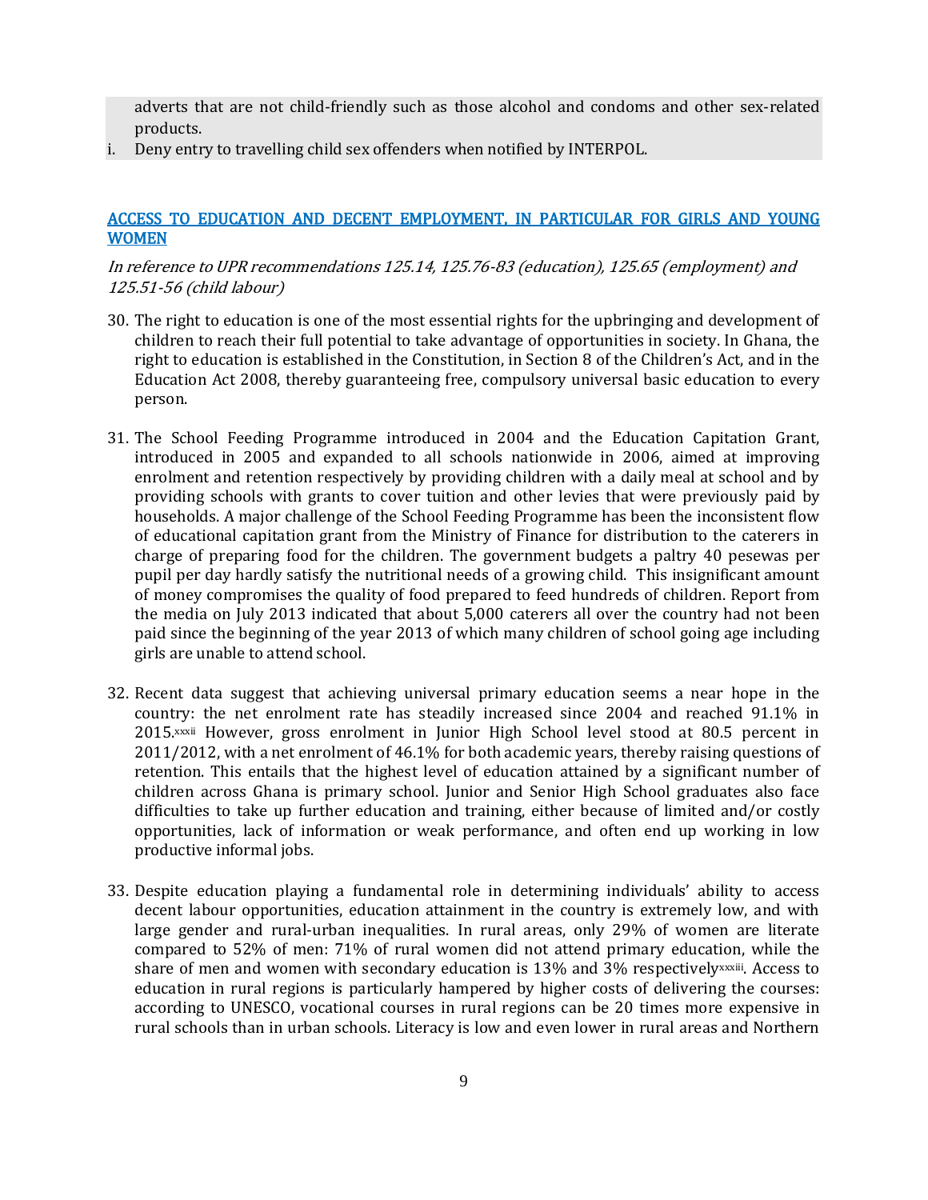adverts that are not child-friendly such as those alcohol and condoms and other sex-related products.

i. Deny entry to travelling child sex offenders when notified by INTERPOL.

## ACCESS TO EDUCATION AND DECENT EMPLOYMENT, IN PARTICULAR FOR GIRLS AND YOUNG WOMEN

*In reference to UPR recommendations 125.14, 125.76-83 (education), 125.65 (employment) and 125.51-56 (child labour)*

30. The right to education is one of the most essential rights for the upbringing and development of children to reach their full potential to take advantage of opportunities in society. In Ghana, the right to education is established in the Constitution, in Section 8 of the Children's Act, and in the Education Act 2008, thereby guaranteeing free, compulsory universal basic education to every person.

31. The School Feeding Programme introduced in 2004 and the Education Capitation Grant, introduced in 2005 and expanded to all schools nationwide in 2006, aimed at improving enrolment and retention respectively by providing children with a daily meal at school and by providing schools with grants to cover tuition and other levies that were previously paid by households. A major challenge of the School Feeding Programme has been the inconsistent flow of educational capitation grant from the Ministry of Finance for distribution to the caterers in charge of preparing food for the children. The government budgets a paltry 40 pesewas per pupil per day hardly satisfy the nutritional needs of a growing child. This insignificant amount of money compromises the quality of food prepared to feed hundreds of children. Report from the media on July 2013 indicated that about 5,000 caterers all over the country had not been paid since the beginning of the year 2013 of which many children of school going age including girls are unable to attend school.

32. Recent data suggest that achieving universal primary education seems a near hope in the country: the net enrolment rate has steadily increased since 2004 and reached 91.1% in 2015.[xxxii] However, gross enrolment in Junior High School level stood at 80.5 percent in 2011/2012, with a net enrolment of 46.1% for both academic years, thereby raising questions of retention. This entails that the highest level of education attained by a significant number of children across Ghana is primary school. Junior and Senior High School graduates also face difficulties to take up further education and training, either because of limited and/or costly opportunities, lack of information or weak performance, and often end up working in low productive informal jobs.

33. Despite education playing a fundamental role in determining individuals' ability to access decent labour opportunities, education attainment in the country is extremely low, and with large gender and rural-urban inequalities. In rural areas, only 29% of women are literate compared to 52% of men: 71% of rural women did not attend primary education, while the share of men and women with secondary education is 13% and 3% respectively[xxxiii]. Access to education in rural regions is particularly hampered by higher costs of delivering the courses: according to UNESCO, vocational courses in rural regions can be 20 times more expensive in rural schools than in urban schools. Literacy is low and even lower in rural areas and Northern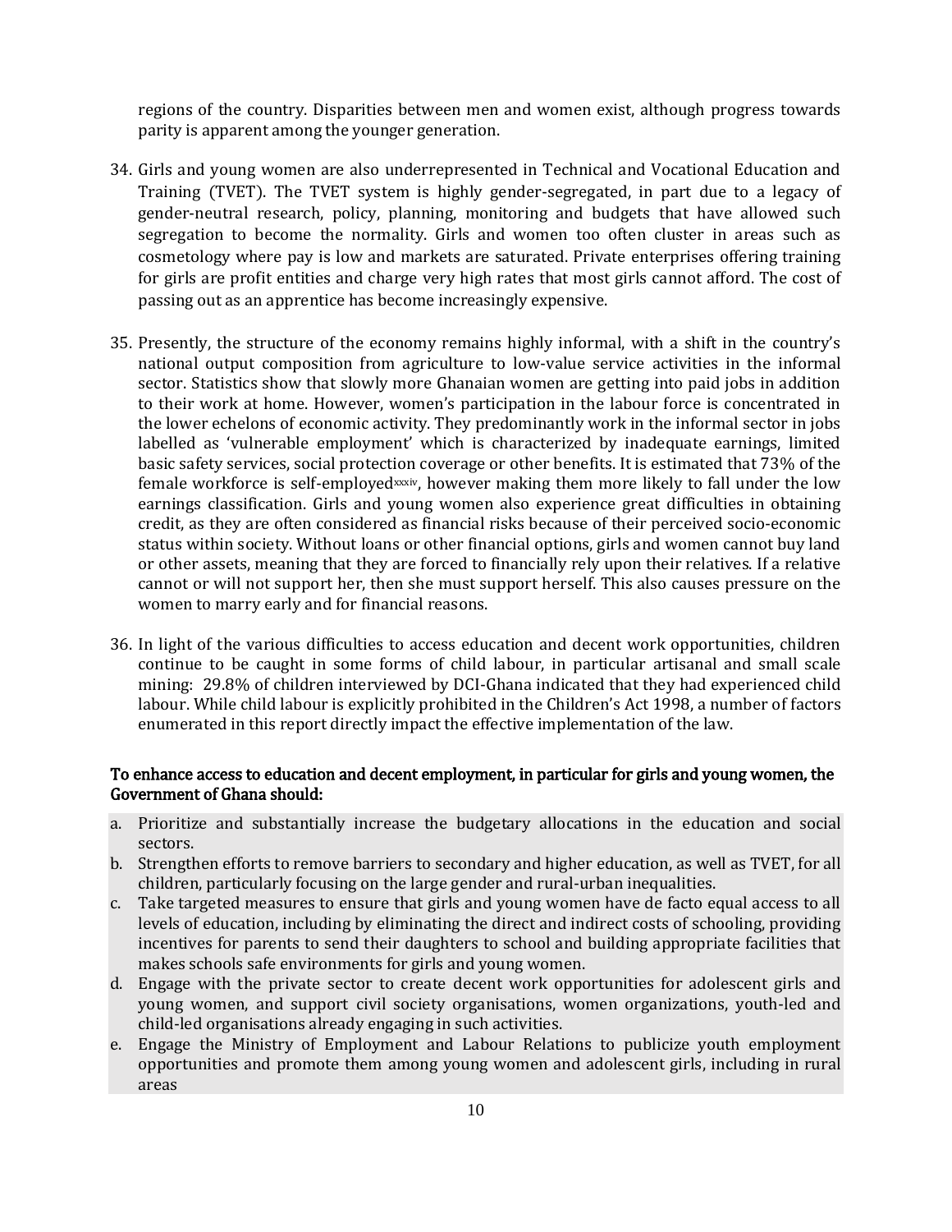regions of the country. Disparities between men and women exist, although progress towards parity is apparent among the younger generation.

34. Girls and young women are also underrepresented in Technical and Vocational Education and Training (TVET). The TVET system is highly gender-segregated, in part due to a legacy of gender-neutral research, policy, planning, monitoring and budgets that have allowed such segregation to become the normality. Girls and women too often cluster in areas such as cosmetology where pay is low and markets are saturated. Private enterprises offering training for girls are profit entities and charge very high rates that most girls cannot afford. The cost of passing out as an apprentice has become increasingly expensive.

35. Presently, the structure of the economy remains highly informal, with a shift in the country's national output composition from agriculture to low-value service activities in the informal sector. Statistics show that slowly more Ghanaian women are getting into paid jobs in addition to their work at home. However, women's participation in the labour force is concentrated in the lower echelons of economic activity. They predominantly work in the informal sector in jobs labelled as 'vulnerable employment' which is characterized by inadequate earnings, limited basic safety services, social protection coverage or other benefits. It is estimated that 73% of the female workforce is self-employed[xxiv], however making them more likely to fall under the low earnings classification. Girls and young women also experience great difficulties in obtaining credit, as they are often considered as financial risks because of their perceived socio-economic status within society. Without loans or other financial options, girls and women cannot buy land or other assets, meaning that they are forced to financially rely upon their relatives. If a relative cannot or will not support her, then she must support herself. This also causes pressure on the women to marry early and for financial reasons.

36. In light of the various difficulties to access education and decent work opportunities, children continue to be caught in some forms of child labour, in particular artisanal and small scale mining: 29.8% of children interviewed by DCI-Ghana indicated that they had experienced child labour. While child labour is explicitly prohibited in the Children's Act 1998, a number of factors enumerated in this report directly impact the effective implementation of the law.

**To enhance access to education and decent employment, in particular for girls and young women, the Government of Ghana should:**

a. Prioritize and substantially increase the budgetary allocations in the education and social sectors.
b. Strengthen efforts to remove barriers to secondary and higher education, as well as TVET, for all children, particularly focusing on the large gender and rural-urban inequalities.
c. Take targeted measures to ensure that girls and young women have de facto equal access to all levels of education, including by eliminating the direct and indirect costs of schooling, providing incentives for parents to send their daughters to school and building appropriate facilities that makes schools safe environments for girls and young women.
d. Engage with the private sector to create decent work opportunities for adolescent girls and young women, and support civil society organisations, women organizations, youth-led and child-led organisations already engaging in such activities.
e. Engage the Ministry of Employment and Labour Relations to publicize youth employment opportunities and promote them among young women and adolescent girls, including in rural areas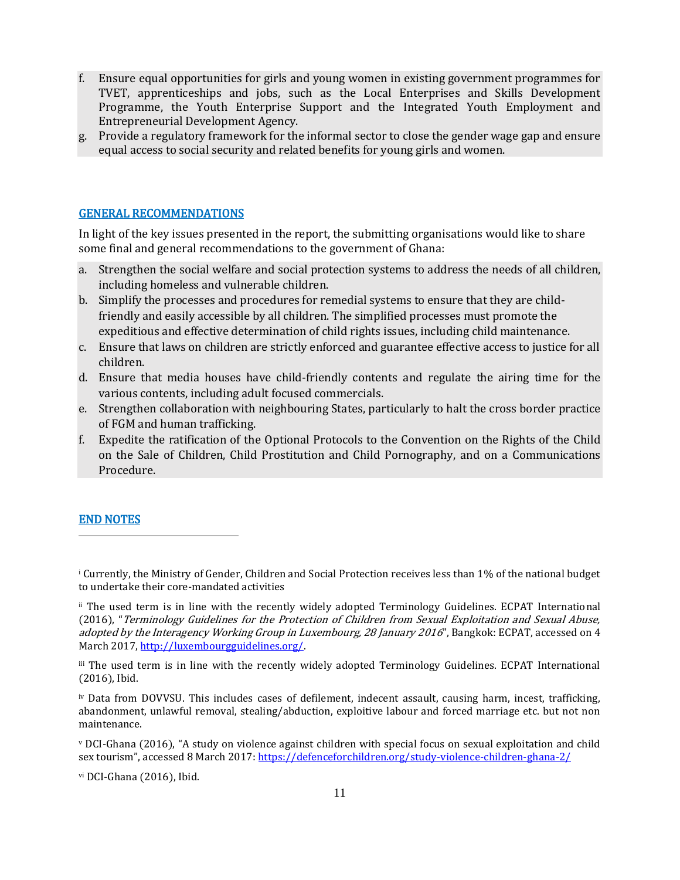f. Ensure equal opportunities for girls and young women in existing government programmes for TVET, apprenticeships and jobs, such as the Local Enterprises and Skills Development Programme, the Youth Enterprise Support and the Integrated Youth Employment and Entrepreneurial Development Agency.
g. Provide a regulatory framework for the informal sector to close the gender wage gap and ensure equal access to social security and related benefits for young girls and women.

## GENERAL RECOMMENDATIONS

In light of the key issues presented in the report, the submitting organisations would like to share some final and general recommendations to the government of Ghana:

a. Strengthen the social welfare and social protection systems to address the needs of all children, including homeless and vulnerable children.
b. Simplify the processes and procedures for remedial systems to ensure that they are child-friendly and easily accessible by all children. The simplified processes must promote the expeditious and effective determination of child rights issues, including child maintenance.
c. Ensure that laws on children are strictly enforced and guarantee effective access to justice for all children.
d. Ensure that media houses have child-friendly contents and regulate the airing time for the various contents, including adult focused commercials.
e. Strengthen collaboration with neighbouring States, particularly to halt the cross border practice of FGM and human trafficking.
f. Expedite the ratification of the Optional Protocols to the Convention on the Rights of the Child on the Sale of Children, Child Prostitution and Child Pornography, and on a Communications Procedure.

## END NOTES

---

[i] Currently, the Ministry of Gender, Children and Social Protection receives less than 1% of the national budget to undertake their core-mandated activities

[ii] The used term is in line with the recently widely adopted Terminology Guidelines. ECPAT International (2016), "*Terminology Guidelines for the Protection of Children from Sexual Exploitation and Sexual Abuse, adopted by the Interagency Working Group in Luxembourg, 28 January 2016*", Bangkok: ECPAT, accessed on 4 March 2017, http://luxembourgguidelines.org/.

[iii] The used term is in line with the recently widely adopted Terminology Guidelines. ECPAT International (2016), Ibid.

[iv] Data from DOVVSU. This includes cases of defilement, indecent assault, causing harm, incest, trafficking, abandonment, unlawful removal, stealing/abduction, exploitive labour and forced marriage etc. but not non maintenance.

[v] DCI-Ghana (2016), "A study on violence against children with special focus on sexual exploitation and child sex tourism", accessed 8 March 2017: https://defenceforchildren.org/study-violence-children-ghana-2/

[vi] DCI-Ghana (2016), Ibid.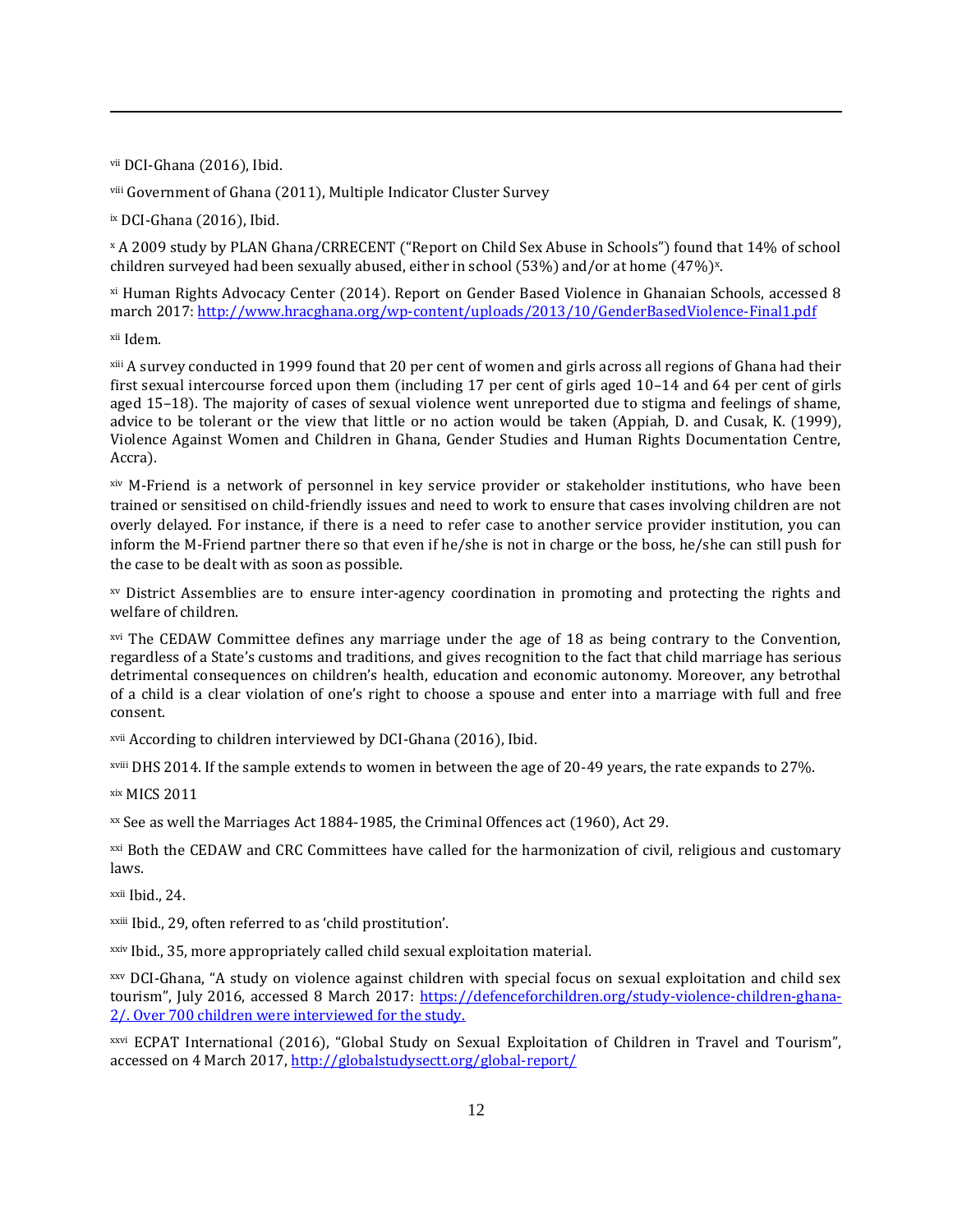[vii] DCI-Ghana (2016), Ibid.

[viii] Government of Ghana (2011), Multiple Indicator Cluster Survey

[ix] DCI-Ghana (2016), Ibid.

[x] A 2009 study by PLAN Ghana/CRRECENT ("Report on Child Sex Abuse in Schools") found that 14% of school children surveyed had been sexually abused, either in school (53%) and/or at home (47%)[x].

[xi] Human Rights Advocacy Center (2014). Report on Gender Based Violence in Ghanaian Schools, accessed 8 march 2017: http://www.hracghana.org/wp-content/uploads/2013/10/GenderBasedViolence-Final1.pdf

[xii] Idem.

[xiii] A survey conducted in 1999 found that 20 per cent of women and girls across all regions of Ghana had their first sexual intercourse forced upon them (including 17 per cent of girls aged 10–14 and 64 per cent of girls aged 15–18). The majority of cases of sexual violence went unreported due to stigma and feelings of shame, advice to be tolerant or the view that little or no action would be taken (Appiah, D. and Cusak, K. (1999), Violence Against Women and Children in Ghana, Gender Studies and Human Rights Documentation Centre, Accra).

[xiv] M-Friend is a network of personnel in key service provider or stakeholder institutions, who have been trained or sensitised on child-friendly issues and need to work to ensure that cases involving children are not overly delayed. For instance, if there is a need to refer case to another service provider institution, you can inform the M-Friend partner there so that even if he/she is not in charge or the boss, he/she can still push for the case to be dealt with as soon as possible.

[xv] District Assemblies are to ensure inter-agency coordination in promoting and protecting the rights and welfare of children.

[xvi] The CEDAW Committee defines any marriage under the age of 18 as being contrary to the Convention, regardless of a State's customs and traditions, and gives recognition to the fact that child marriage has serious detrimental consequences on children's health, education and economic autonomy. Moreover, any betrothal of a child is a clear violation of one's right to choose a spouse and enter into a marriage with full and free consent.

[xvii] According to children interviewed by DCI-Ghana (2016), Ibid.

[xviii] DHS 2014. If the sample extends to women in between the age of 20-49 years, the rate expands to 27%.

[xix] MICS 2011

[xx] See as well the Marriages Act 1884-1985, the Criminal Offences act (1960), Act 29.

[xxi] Both the CEDAW and CRC Committees have called for the harmonization of civil, religious and customary laws.

[xxii] Ibid., 24.

[xxiii] Ibid., 29, often referred to as 'child prostitution'.

[xxiv] Ibid., 35, more appropriately called child sexual exploitation material.

[xxv] DCI-Ghana, "A study on violence against children with special focus on sexual exploitation and child sex tourism", July 2016, accessed 8 March 2017: https://defenceforchildren.org/study-violence-children-ghana-2/. Over 700 children were interviewed for the study.

[xxvi] ECPAT International (2016), "Global Study on Sexual Exploitation of Children in Travel and Tourism", accessed on 4 March 2017, http://globalstudysectt.org/global-report/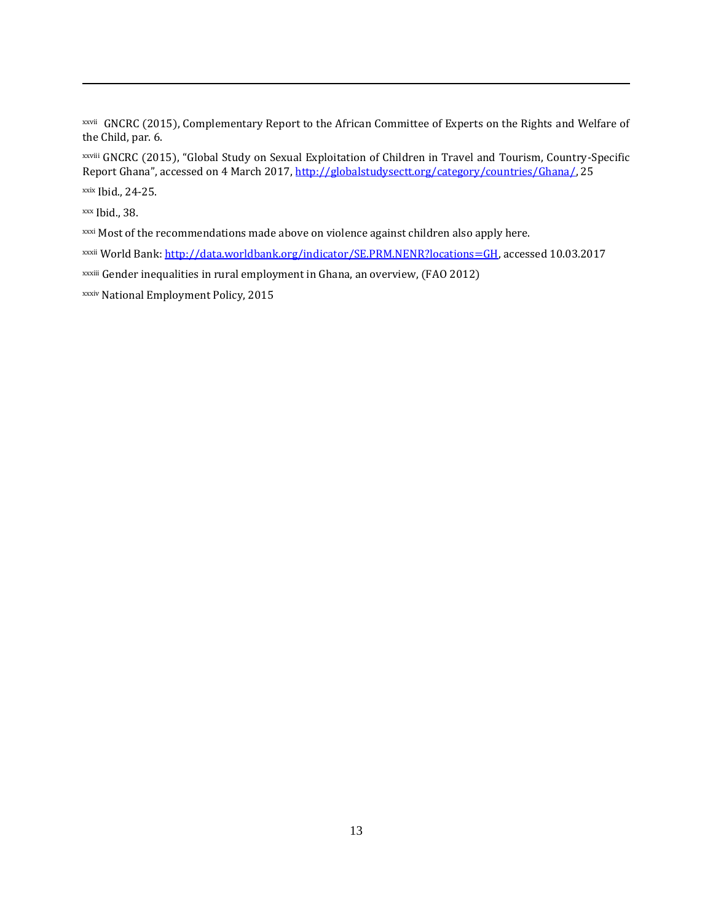---

[xxvii] GNCRC (2015), Complementary Report to the African Committee of Experts on the Rights and Welfare of the Child, par. 6.

[xxviii] GNCRC (2015), "Global Study on Sexual Exploitation of Children in Travel and Tourism, Country-Specific Report Ghana", accessed on 4 March 2017, http://globalstudysectt.org/category/countries/Ghana/, 25

[xxix] Ibid., 24-25.

[xxx] Ibid., 38.

[xxxi] Most of the recommendations made above on violence against children also apply here.

[xxxii] World Bank: http://data.worldbank.org/indicator/SE.PRM.NENR?locations=GH, accessed 10.03.2017

[xxxiii] Gender inequalities in rural employment in Ghana, an overview, (FAO 2012)

[xxxiv] National Employment Policy, 2015